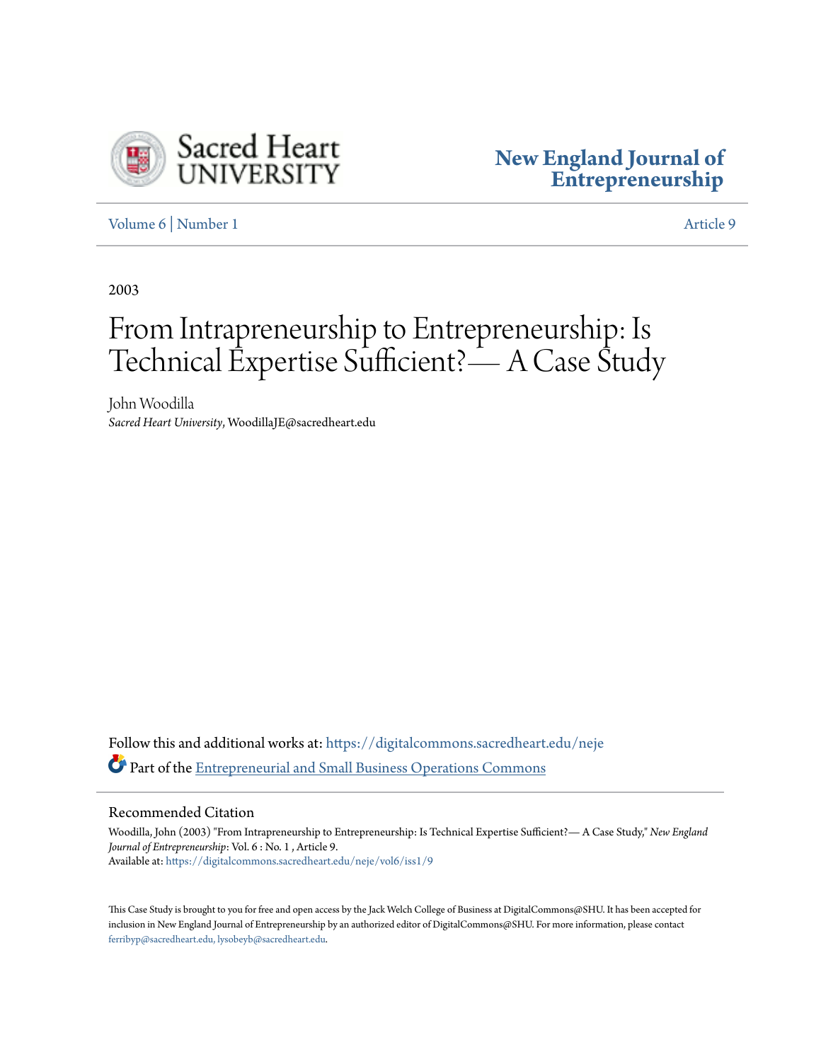Sacred Heart University

# New England Journal of Entrepreneurship

Volume 6 | Number 1 | Article 9

2003

# From Intrapreneurship to Entrepreneurship: Is Technical Expertise Sufficient?— A Case Study

John Woodilla
*Sacred Heart University*, WoodillaJE@sacredheart.edu

Follow this and additional works at: https://digitalcommons.sacredheart.edu/neje

Part of the Entrepreneurial and Small Business Operations Commons

## Recommended Citation

Woodilla, John (2003) "From Intrapreneurship to Entrepreneurship: Is Technical Expertise Sufficient?— A Case Study," *New England Journal of Entrepreneurship*: Vol. 6 : No. 1 , Article 9.
Available at: https://digitalcommons.sacredheart.edu/neje/vol6/iss1/9

This Case Study is brought to you for free and open access by the Jack Welch College of Business at DigitalCommons@SHU. It has been accepted for inclusion in New England Journal of Entrepreneurship by an authorized editor of DigitalCommons@SHU. For more information, please contact ferribyp@sacredheart.edu, lysobeyb@sacredheart.edu.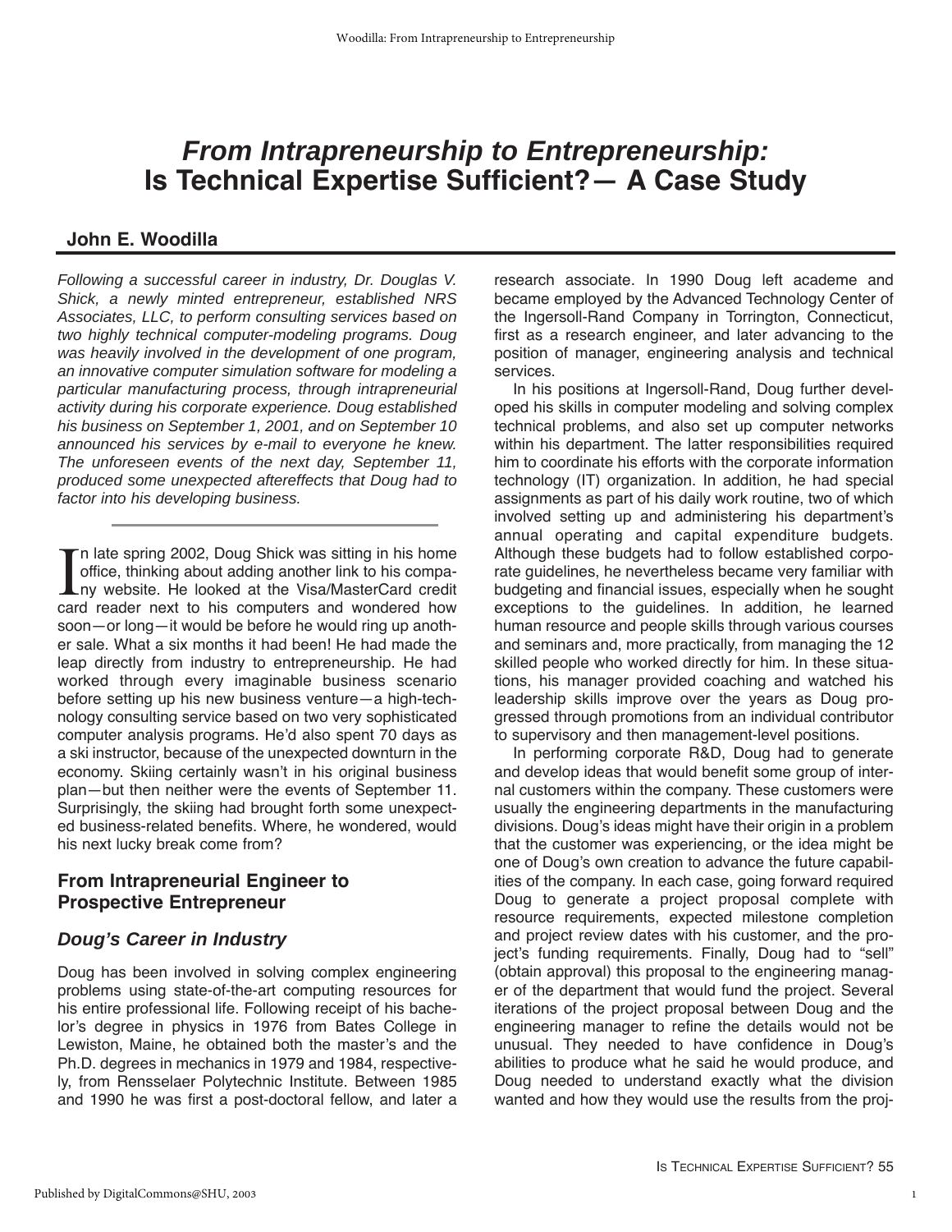# From Intrapreneurship to Entrepreneurship: Is Technical Expertise Sufficient?— A Case Study

## John E. Woodilla

*Following a successful career in industry, Dr. Douglas V. Shick, a newly minted entrepreneur, established NRS Associates, LLC, to perform consulting services based on two highly technical computer-modeling programs. Doug was heavily involved in the development of one program, an innovative computer simulation software for modeling a particular manufacturing process, through intrapreneurial activity during his corporate experience. Doug established his business on September 1, 2001, and on September 10 announced his services by e-mail to everyone he knew. The unforeseen events of the next day, September 11, produced some unexpected aftereffects that Doug had to factor into his developing business.*

In late spring 2002, Doug Shick was sitting in his home office, thinking about adding another link to his company website. He looked at the Visa/MasterCard credit card reader next to his computers and wondered how soon—or long—it would be before he would ring up another sale. What a six months it had been! He had made the leap directly from industry to entrepreneurship. He had worked through every imaginable business scenario before setting up his new business venture—a high-technology consulting service based on two very sophisticated computer analysis programs. He'd also spent 70 days as a ski instructor, because of the unexpected downturn in the economy. Skiing certainly wasn't in his original business plan—but then neither were the events of September 11. Surprisingly, the skiing had brought forth some unexpected business-related benefits. Where, he wondered, would his next lucky break come from?

## From Intrapreneurial Engineer to Prospective Entrepreneur

### *Doug's Career in Industry*

Doug has been involved in solving complex engineering problems using state-of-the-art computing resources for his entire professional life. Following receipt of his bachelor's degree in physics in 1976 from Bates College in Lewiston, Maine, he obtained both the master's and the Ph.D. degrees in mechanics in 1979 and 1984, respectively, from Rensselaer Polytechnic Institute. Between 1985 and 1990 he was first a post-doctoral fellow, and later a research associate. In 1990 Doug left academe and became employed by the Advanced Technology Center of the Ingersoll-Rand Company in Torrington, Connecticut, first as a research engineer, and later advancing to the position of manager, engineering analysis and technical services.

In his positions at Ingersoll-Rand, Doug further developed his skills in computer modeling and solving complex technical problems, and also set up computer networks within his department. The latter responsibilities required him to coordinate his efforts with the corporate information technology (IT) organization. In addition, he had special assignments as part of his daily work routine, two of which involved setting up and administering his department's annual operating and capital expenditure budgets. Although these budgets had to follow established corporate guidelines, he nevertheless became very familiar with budgeting and financial issues, especially when he sought exceptions to the guidelines. In addition, he learned human resource and people skills through various courses and seminars and, more practically, from managing the 12 skilled people who worked directly for him. In these situations, his manager provided coaching and watched his leadership skills improve over the years as Doug progressed through promotions from an individual contributor to supervisory and then management-level positions.

In performing corporate R&D, Doug had to generate and develop ideas that would benefit some group of internal customers within the company. These customers were usually the engineering departments in the manufacturing divisions. Doug's ideas might have their origin in a problem that the customer was experiencing, or the idea might be one of Doug's own creation to advance the future capabilities of the company. In each case, going forward required Doug to generate a project proposal complete with resource requirements, expected milestone completion and project review dates with his customer, and the project's funding requirements. Finally, Doug had to "sell" (obtain approval) this proposal to the engineering manager of the department that would fund the project. Several iterations of the project proposal between Doug and the engineering manager to refine the details would not be unusual. They needed to have confidence in Doug's abilities to produce what he said he would produce, and Doug needed to understand exactly what the division wanted and how they would use the results from the proj-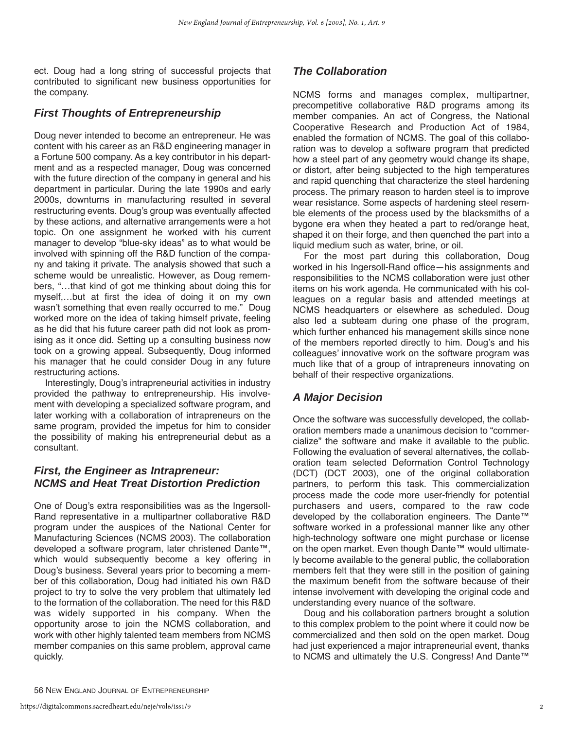ect. Doug had a long string of successful projects that contributed to significant new business opportunities for the company.

### *First Thoughts of Entrepreneurship*

Doug never intended to become an entrepreneur. He was content with his career as an R&D engineering manager in a Fortune 500 company. As a key contributor in his department and as a respected manager, Doug was concerned with the future direction of the company in general and his department in particular. During the late 1990s and early 2000s, downturns in manufacturing resulted in several restructuring events. Doug's group was eventually affected by these actions, and alternative arrangements were a hot topic. On one assignment he worked with his current manager to develop "blue-sky ideas" as to what would be involved with spinning off the R&D function of the company and taking it private. The analysis showed that such a scheme would be unrealistic. However, as Doug remembers, "…that kind of got me thinking about doing this for myself,…but at first the idea of doing it on my own wasn't something that even really occurred to me." Doug worked more on the idea of taking himself private, feeling as he did that his future career path did not look as promising as it once did. Setting up a consulting business now took on a growing appeal. Subsequently, Doug informed his manager that he could consider Doug in any future restructuring actions.

Interestingly, Doug's intrapreneurial activities in industry provided the pathway to entrepreneurship. His involvement with developing a specialized software program, and later working with a collaboration of intrapreneurs on the same program, provided the impetus for him to consider the possibility of making his entrepreneurial debut as a consultant.

### *First, the Engineer as Intrapreneur: NCMS and Heat Treat Distortion Prediction*

One of Doug's extra responsibilities was as the Ingersoll-Rand representative in a multipartner collaborative R&D program under the auspices of the National Center for Manufacturing Sciences (NCMS 2003). The collaboration developed a software program, later christened Dante™, which would subsequently become a key offering in Doug's business. Several years prior to becoming a member of this collaboration, Doug had initiated his own R&D project to try to solve the very problem that ultimately led to the formation of the collaboration. The need for this R&D was widely supported in his company. When the opportunity arose to join the NCMS collaboration, and work with other highly talented team members from NCMS member companies on this same problem, approval came quickly.

### *The Collaboration*

NCMS forms and manages complex, multipartner, precompetitive collaborative R&D programs among its member companies. An act of Congress, the National Cooperative Research and Production Act of 1984, enabled the formation of NCMS. The goal of this collaboration was to develop a software program that predicted how a steel part of any geometry would change its shape, or distort, after being subjected to the high temperatures and rapid quenching that characterize the steel hardening process. The primary reason to harden steel is to improve wear resistance. Some aspects of hardening steel resemble elements of the process used by the blacksmiths of a bygone era when they heated a part to red/orange heat, shaped it on their forge, and then quenched the part into a liquid medium such as water, brine, or oil.

For the most part during this collaboration, Doug worked in his Ingersoll-Rand office—his assignments and responsibilities to the NCMS collaboration were just other items on his work agenda. He communicated with his colleagues on a regular basis and attended meetings at NCMS headquarters or elsewhere as scheduled. Doug also led a subteam during one phase of the program, which further enhanced his management skills since none of the members reported directly to him. Doug's and his colleagues' innovative work on the software program was much like that of a group of intrapreneurs innovating on behalf of their respective organizations.

### *A Major Decision*

Once the software was successfully developed, the collaboration members made a unanimous decision to "commercialize" the software and make it available to the public. Following the evaluation of several alternatives, the collaboration team selected Deformation Control Technology (DCT) (DCT 2003), one of the original collaboration partners, to perform this task. This commercialization process made the code more user-friendly for potential purchasers and users, compared to the raw code developed by the collaboration engineers. The Dante™ software worked in a professional manner like any other high-technology software one might purchase or license on the open market. Even though Dante™ would ultimately become available to the general public, the collaboration members felt that they were still in the position of gaining the maximum benefit from the software because of their intense involvement with developing the original code and understanding every nuance of the software.

Doug and his collaboration partners brought a solution to this complex problem to the point where it could now be commercialized and then sold on the open market. Doug had just experienced a major intrapreneurial event, thanks to NCMS and ultimately the U.S. Congress! And Dante™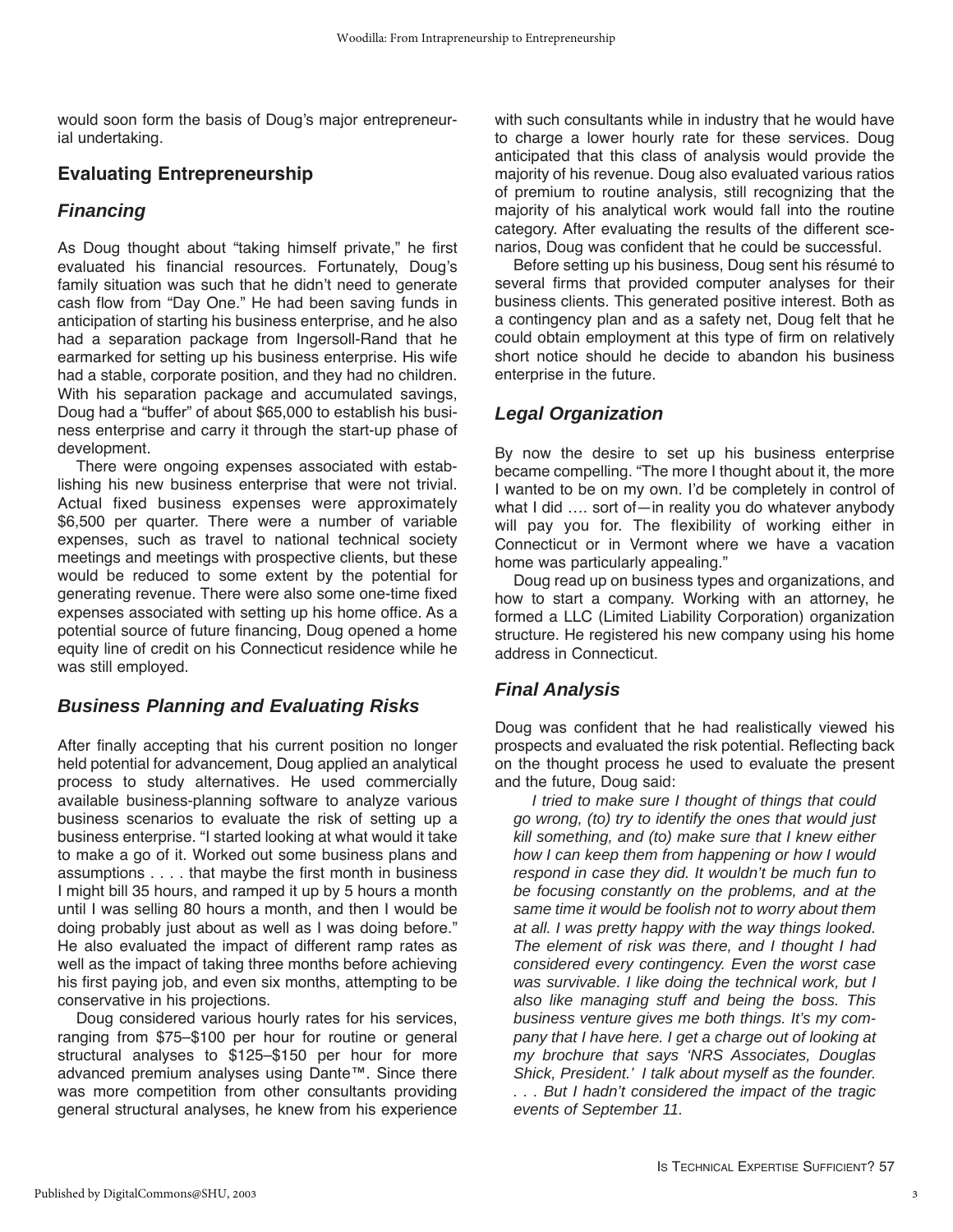would soon form the basis of Doug's major entrepreneurial undertaking.

## Evaluating Entrepreneurship

### *Financing*

As Doug thought about "taking himself private," he first evaluated his financial resources. Fortunately, Doug's family situation was such that he didn't need to generate cash flow from "Day One." He had been saving funds in anticipation of starting his business enterprise, and he also had a separation package from Ingersoll-Rand that he earmarked for setting up his business enterprise. His wife had a stable, corporate position, and they had no children. With his separation package and accumulated savings, Doug had a "buffer" of about $65,000 to establish his business enterprise and carry it through the start-up phase of development.

There were ongoing expenses associated with establishing his new business enterprise that were not trivial. Actual fixed business expenses were approximately $6,500 per quarter. There were a number of variable expenses, such as travel to national technical society meetings and meetings with prospective clients, but these would be reduced to some extent by the potential for generating revenue. There were also some one-time fixed expenses associated with setting up his home office. As a potential source of future financing, Doug opened a home equity line of credit on his Connecticut residence while he was still employed.

### *Business Planning and Evaluating Risks*

After finally accepting that his current position no longer held potential for advancement, Doug applied an analytical process to study alternatives. He used commercially available business-planning software to analyze various business scenarios to evaluate the risk of setting up a business enterprise. "I started looking at what would it take to make a go of it. Worked out some business plans and assumptions . . . . that maybe the first month in business I might bill 35 hours, and ramped it up by 5 hours a month until I was selling 80 hours a month, and then I would be doing probably just about as well as I was doing before." He also evaluated the impact of different ramp rates as well as the impact of taking three months before achieving his first paying job, and even six months, attempting to be conservative in his projections.

Doug considered various hourly rates for his services, ranging from $75–$100 per hour for routine or general structural analyses to $125–$150 per hour for more advanced premium analyses using Dante™. Since there was more competition from other consultants providing general structural analyses, he knew from his experience with such consultants while in industry that he would have to charge a lower hourly rate for these services. Doug anticipated that this class of analysis would provide the majority of his revenue. Doug also evaluated various ratios of premium to routine analysis, still recognizing that the majority of his analytical work would fall into the routine category. After evaluating the results of the different scenarios, Doug was confident that he could be successful.

Before setting up his business, Doug sent his résumé to several firms that provided computer analyses for their business clients. This generated positive interest. Both as a contingency plan and as a safety net, Doug felt that he could obtain employment at this type of firm on relatively short notice should he decide to abandon his business enterprise in the future.

### *Legal Organization*

By now the desire to set up his business enterprise became compelling. "The more I thought about it, the more I wanted to be on my own. I'd be completely in control of what I did …. sort of—in reality you do whatever anybody will pay you for. The flexibility of working either in Connecticut or in Vermont where we have a vacation home was particularly appealing."

Doug read up on business types and organizations, and how to start a company. Working with an attorney, he formed a LLC (Limited Liability Corporation) organization structure. He registered his new company using his home address in Connecticut.

### *Final Analysis*

Doug was confident that he had realistically viewed his prospects and evaluated the risk potential. Reflecting back on the thought process he used to evaluate the present and the future, Doug said:

> *I tried to make sure I thought of things that could go wrong, (to) try to identify the ones that would just kill something, and (to) make sure that I knew either how I can keep them from happening or how I would respond in case they did. It wouldn't be much fun to be focusing constantly on the problems, and at the same time it would be foolish not to worry about them at all. I was pretty happy with the way things looked. The element of risk was there, and I thought I had considered every contingency. Even the worst case was survivable. I like doing the technical work, but I also like managing stuff and being the boss. This business venture gives me both things. It's my company that I have here. I get a charge out of looking at my brochure that says 'NRS Associates, Douglas Shick, President.' I talk about myself as the founder. . . . But I hadn't considered the impact of the tragic events of September 11.*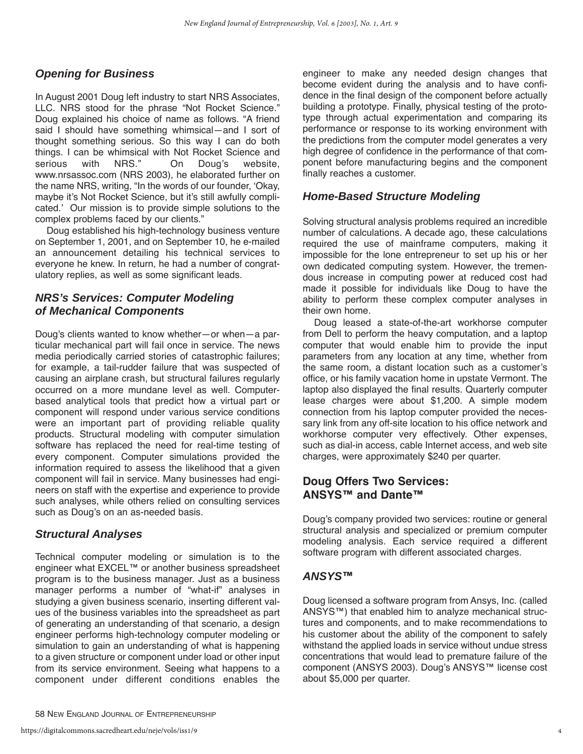## *Opening for Business*

In August 2001 Doug left industry to start NRS Associates, LLC. NRS stood for the phrase "Not Rocket Science." Doug explained his choice of name as follows. "A friend said I should have something whimsical—and I sort of thought something serious. So this way I can do both things. I can be whimsical with Not Rocket Science and serious with NRS." On Doug's website, www.nrsassoc.com (NRS 2003), he elaborated further on the name NRS, writing, "In the words of our founder, 'Okay, maybe it's Not Rocket Science, but it's still awfully complicated.' Our mission is to provide simple solutions to the complex problems faced by our clients."

Doug established his high-technology business venture on September 1, 2001, and on September 10, he e-mailed an announcement detailing his technical services to everyone he knew. In return, he had a number of congratulatory replies, as well as some significant leads.

## *NRS's Services: Computer Modeling of Mechanical Components*

Doug's clients wanted to know whether—or when—a particular mechanical part will fail once in service. The news media periodically carried stories of catastrophic failures; for example, a tail-rudder failure that was suspected of causing an airplane crash, but structural failures regularly occurred on a more mundane level as well. Computer-based analytical tools that predict how a virtual part or component will respond under various service conditions were an important part of providing reliable quality products. Structural modeling with computer simulation software has replaced the need for real-time testing of every component. Computer simulations provided the information required to assess the likelihood that a given component will fail in service. Many businesses had engineers on staff with the expertise and experience to provide such analyses, while others relied on consulting services such as Doug's on an as-needed basis.

## *Structural Analyses*

Technical computer modeling or simulation is to the engineer what EXCEL™ or another business spreadsheet program is to the business manager. Just as a business manager performs a number of "what-if" analyses in studying a given business scenario, inserting different values of the business variables into the spreadsheet as part of generating an understanding of that scenario, a design engineer performs high-technology computer modeling or simulation to gain an understanding of what is happening to a given structure or component under load or other input from its service environment. Seeing what happens to a component under different conditions enables the engineer to make any needed design changes that become evident during the analysis and to have confidence in the final design of the component before actually building a prototype. Finally, physical testing of the prototype through actual experimentation and comparing its performance or response to its working environment with the predictions from the computer model generates a very high degree of confidence in the performance of that component before manufacturing begins and the component finally reaches a customer.

## *Home-Based Structure Modeling*

Solving structural analysis problems required an incredible number of calculations. A decade ago, these calculations required the use of mainframe computers, making it impossible for the lone entrepreneur to set up his or her own dedicated computing system. However, the tremendous increase in computing power at reduced cost had made it possible for individuals like Doug to have the ability to perform these complex computer analyses in their own home.

Doug leased a state-of-the-art workhorse computer from Dell to perform the heavy computation, and a laptop computer that would enable him to provide the input parameters from any location at any time, whether from the same room, a distant location such as a customer's office, or his family vacation home in upstate Vermont. The laptop also displayed the final results. Quarterly computer lease charges were about $1,200. A simple modem connection from his laptop computer provided the necessary link from any off-site location to his office network and workhorse computer very effectively. Other expenses, such as dial-in access, cable Internet access, and web site charges, were approximately $240 per quarter.

## Doug Offers Two Services: ANSYS™ and Dante™

Doug's company provided two services: routine or general structural analysis and specialized or premium computer modeling analysis. Each service required a different software program with different associated charges.

## *ANSYS™*

Doug licensed a software program from Ansys, Inc. (called ANSYS™) that enabled him to analyze mechanical structures and components, and to make recommendations to his customer about the ability of the component to safely withstand the applied loads in service without undue stress concentrations that would lead to premature failure of the component (ANSYS 2003). Doug's ANSYS™ license cost about $5,000 per quarter.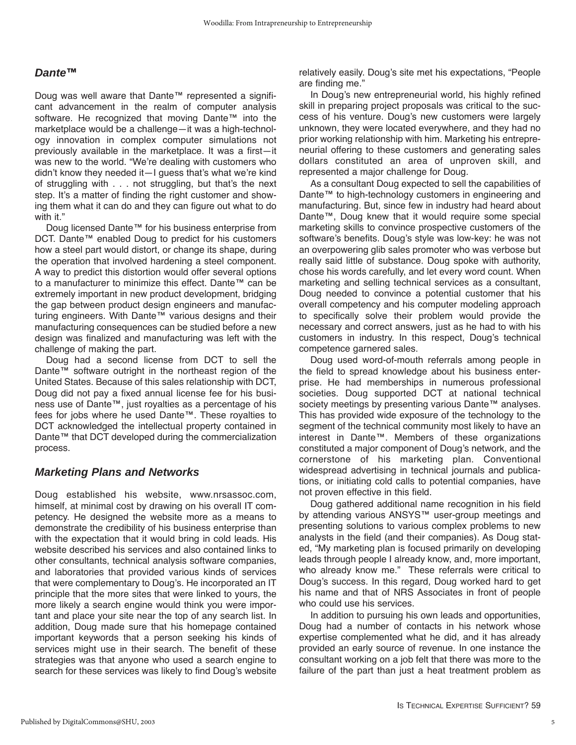## *Dante™*

Doug was well aware that Dante™ represented a significant advancement in the realm of computer analysis software. He recognized that moving Dante™ into the marketplace would be a challenge—it was a high-technology innovation in complex computer simulations not previously available in the marketplace. It was a first—it was new to the world. "We're dealing with customers who didn't know they needed it—I guess that's what we're kind of struggling with . . . not struggling, but that's the next step. It's a matter of finding the right customer and showing them what it can do and they can figure out what to do with it."

Doug licensed Dante™ for his business enterprise from DCT. Dante™ enabled Doug to predict for his customers how a steel part would distort, or change its shape, during the operation that involved hardening a steel component. A way to predict this distortion would offer several options to a manufacturer to minimize this effect. Dante™ can be extremely important in new product development, bridging the gap between product design engineers and manufacturing engineers. With Dante™ various designs and their manufacturing consequences can be studied before a new design was finalized and manufacturing was left with the challenge of making the part.

Doug had a second license from DCT to sell the Dante™ software outright in the northeast region of the United States. Because of this sales relationship with DCT, Doug did not pay a fixed annual license fee for his business use of Dante™, just royalties as a percentage of his fees for jobs where he used Dante™. These royalties to DCT acknowledged the intellectual property contained in Dante™ that DCT developed during the commercialization process.

## *Marketing Plans and Networks*

Doug established his website, www.nrsassoc.com, himself, at minimal cost by drawing on his overall IT competency. He designed the website more as a means to demonstrate the credibility of his business enterprise than with the expectation that it would bring in cold leads. His website described his services and also contained links to other consultants, technical analysis software companies, and laboratories that provided various kinds of services that were complementary to Doug's. He incorporated an IT principle that the more sites that were linked to yours, the more likely a search engine would think you were important and place your site near the top of any search list. In addition, Doug made sure that his homepage contained important keywords that a person seeking his kinds of services might use in their search. The benefit of these strategies was that anyone who used a search engine to search for these services was likely to find Doug's website relatively easily. Doug's site met his expectations, "People are finding me."

In Doug's new entrepreneurial world, his highly refined skill in preparing project proposals was critical to the success of his venture. Doug's new customers were largely unknown, they were located everywhere, and they had no prior working relationship with him. Marketing his entrepreneurial offering to these customers and generating sales dollars constituted an area of unproven skill, and represented a major challenge for Doug.

As a consultant Doug expected to sell the capabilities of Dante™ to high-technology customers in engineering and manufacturing. But, since few in industry had heard about Dante™, Doug knew that it would require some special marketing skills to convince prospective customers of the software's benefits. Doug's style was low-key: he was not an overpowering glib sales promoter who was verbose but really said little of substance. Doug spoke with authority, chose his words carefully, and let every word count. When marketing and selling technical services as a consultant, Doug needed to convince a potential customer that his overall competency and his computer modeling approach to specifically solve their problem would provide the necessary and correct answers, just as he had to with his customers in industry. In this respect, Doug's technical competence garnered sales.

Doug used word-of-mouth referrals among people in the field to spread knowledge about his business enterprise. He had memberships in numerous professional societies. Doug supported DCT at national technical society meetings by presenting various Dante™ analyses. This has provided wide exposure of the technology to the segment of the technical community most likely to have an interest in Dante™. Members of these organizations constituted a major component of Doug's network, and the cornerstone of his marketing plan. Conventional widespread advertising in technical journals and publications, or initiating cold calls to potential companies, have not proven effective in this field.

Doug gathered additional name recognition in his field by attending various ANSYS™ user-group meetings and presenting solutions to various complex problems to new analysts in the field (and their companies). As Doug stated, "My marketing plan is focused primarily on developing leads through people I already know, and, more important, who already know me." These referrals were critical to Doug's success. In this regard, Doug worked hard to get his name and that of NRS Associates in front of people who could use his services.

In addition to pursuing his own leads and opportunities, Doug had a number of contacts in his network whose expertise complemented what he did, and it has already provided an early source of revenue. In one instance the consultant working on a job felt that there was more to the failure of the part than just a heat treatment problem as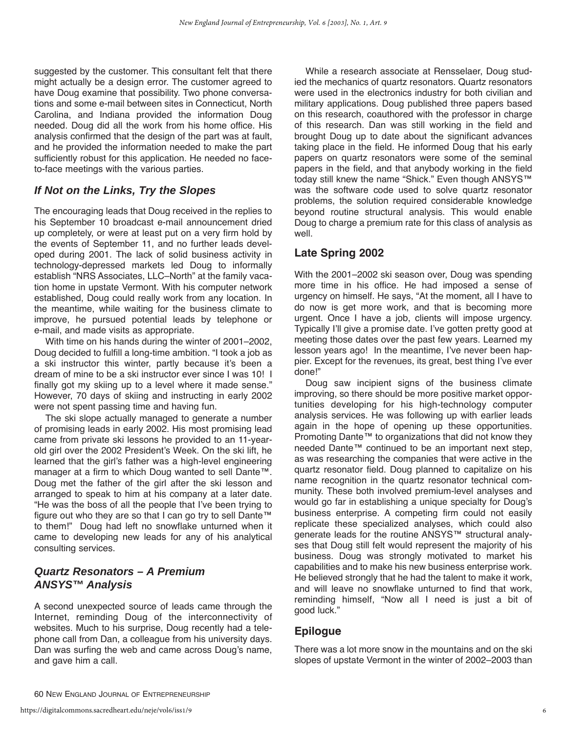suggested by the customer. This consultant felt that there might actually be a design error. The customer agreed to have Doug examine that possibility. Two phone conversations and some e-mail between sites in Connecticut, North Carolina, and Indiana provided the information Doug needed. Doug did all the work from his home office. His analysis confirmed that the design of the part was at fault, and he provided the information needed to make the part sufficiently robust for this application. He needed no face-to-face meetings with the various parties.

## *If Not on the Links, Try the Slopes*

The encouraging leads that Doug received in the replies to his September 10 broadcast e-mail announcement dried up completely, or were at least put on a very firm hold by the events of September 11, and no further leads developed during 2001. The lack of solid business activity in technology-depressed markets led Doug to informally establish "NRS Associates, LLC–North" at the family vacation home in upstate Vermont. With his computer network established, Doug could really work from any location. In the meantime, while waiting for the business climate to improve, he pursued potential leads by telephone or e-mail, and made visits as appropriate.

With time on his hands during the winter of 2001–2002, Doug decided to fulfill a long-time ambition. "I took a job as a ski instructor this winter, partly because it's been a dream of mine to be a ski instructor ever since I was 10! I finally got my skiing up to a level where it made sense." However, 70 days of skiing and instructing in early 2002 were not spent passing time and having fun.

The ski slope actually managed to generate a number of promising leads in early 2002. His most promising lead came from private ski lessons he provided to an 11-year-old girl over the 2002 President's Week. On the ski lift, he learned that the girl's father was a high-level engineering manager at a firm to which Doug wanted to sell Dante™. Doug met the father of the girl after the ski lesson and arranged to speak to him at his company at a later date. "He was the boss of all the people that I've been trying to figure out who they are so that I can go try to sell Dante™ to them!" Doug had left no snowflake unturned when it came to developing new leads for any of his analytical consulting services.

## *Quartz Resonators – A Premium ANSYS™ Analysis*

A second unexpected source of leads came through the Internet, reminding Doug of the interconnectivity of websites. Much to his surprise, Doug recently had a telephone call from Dan, a colleague from his university days. Dan was surfing the web and came across Doug's name, and gave him a call.

While a research associate at Rensselaer, Doug studied the mechanics of quartz resonators. Quartz resonators were used in the electronics industry for both civilian and military applications. Doug published three papers based on this research, coauthored with the professor in charge of this research. Dan was still working in the field and brought Doug up to date about the significant advances taking place in the field. He informed Doug that his early papers on quartz resonators were some of the seminal papers in the field, and that anybody working in the field today still knew the name "Shick." Even though ANSYS™ was the software code used to solve quartz resonator problems, the solution required considerable knowledge beyond routine structural analysis. This would enable Doug to charge a premium rate for this class of analysis as well.

## Late Spring 2002

With the 2001–2002 ski season over, Doug was spending more time in his office. He had imposed a sense of urgency on himself. He says, "At the moment, all I have to do now is get more work, and that is becoming more urgent. Once I have a job, clients will impose urgency. Typically I'll give a promise date. I've gotten pretty good at meeting those dates over the past few years. Learned my lesson years ago! In the meantime, I've never been happier. Except for the revenues, its great, best thing I've ever done!"

Doug saw incipient signs of the business climate improving, so there should be more positive market opportunities developing for his high-technology computer analysis services. He was following up with earlier leads again in the hope of opening up these opportunities. Promoting Dante™ to organizations that did not know they needed Dante™ continued to be an important next step, as was researching the companies that were active in the quartz resonator field. Doug planned to capitalize on his name recognition in the quartz resonator technical community. These both involved premium-level analyses and would go far in establishing a unique specialty for Doug's business enterprise. A competing firm could not easily replicate these specialized analyses, which could also generate leads for the routine ANSYS™ structural analyses that Doug still felt would represent the majority of his business. Doug was strongly motivated to market his capabilities and to make his new business enterprise work. He believed strongly that he had the talent to make it work, and will leave no snowflake unturned to find that work, reminding himself, "Now all I need is just a bit of good luck."

## Epilogue

There was a lot more snow in the mountains and on the ski slopes of upstate Vermont in the winter of 2002–2003 than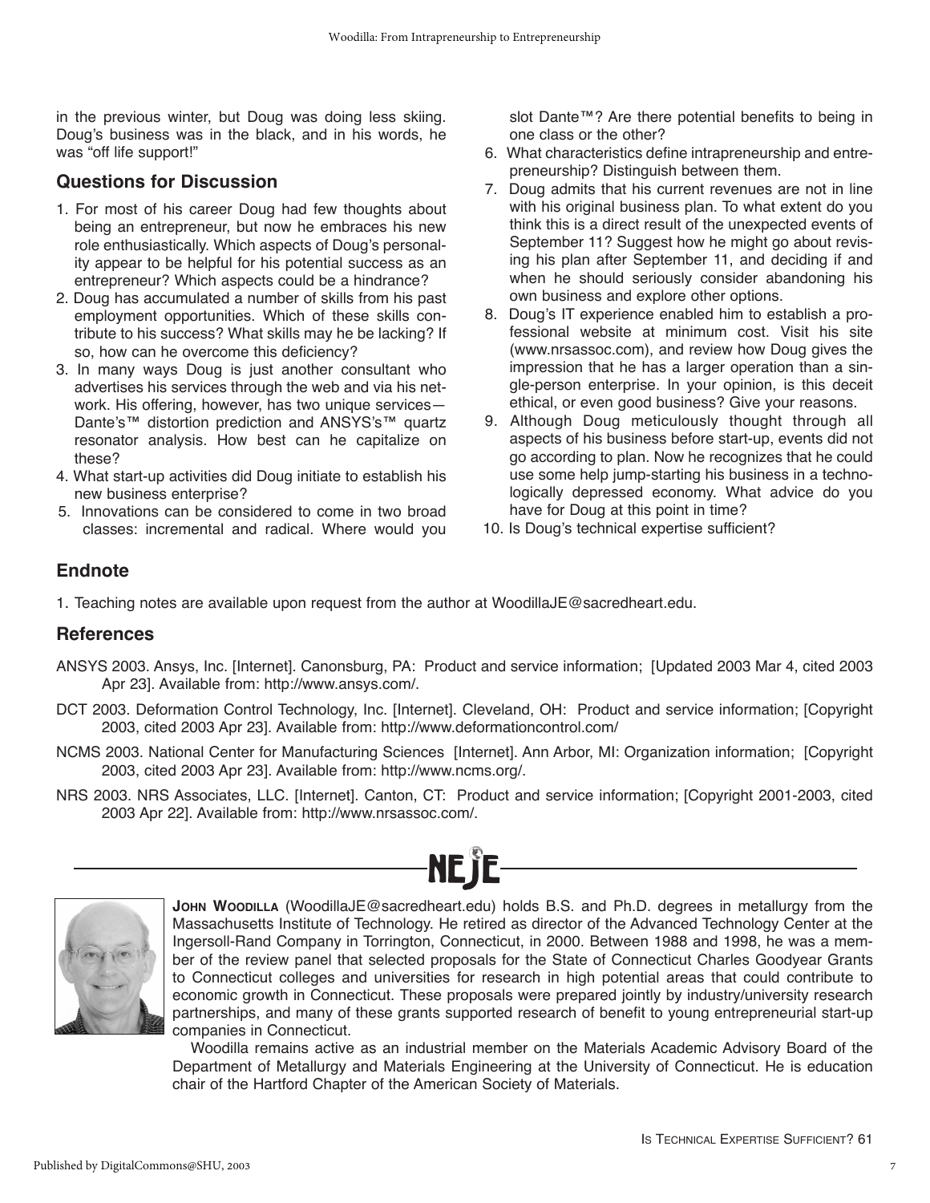in the previous winter, but Doug was doing less skiing. Doug's business was in the black, and in his words, he was "off life support!"

## Questions for Discussion

1. For most of his career Doug had few thoughts about being an entrepreneur, but now he embraces his new role enthusiastically. Which aspects of Doug's personality appear to be helpful for his potential success as an entrepreneur? Which aspects could be a hindrance?
2. Doug has accumulated a number of skills from his past employment opportunities. Which of these skills contribute to his success? What skills may he be lacking? If so, how can he overcome this deficiency?
3. In many ways Doug is just another consultant who advertises his services through the web and via his network. His offering, however, has two unique services—Dante's™ distortion prediction and ANSYS's™ quartz resonator analysis. How best can he capitalize on these?
4. What start-up activities did Doug initiate to establish his new business enterprise?
5. Innovations can be considered to come in two broad classes: incremental and radical. Where would you slot Dante™? Are there potential benefits to being in one class or the other?
6. What characteristics define intrapreneurship and entrepreneurship? Distinguish between them.
7. Doug admits that his current revenues are not in line with his original business plan. To what extent do you think this is a direct result of the unexpected events of September 11? Suggest how he might go about revising his plan after September 11, and deciding if and when he should seriously consider abandoning his own business and explore other options.
8. Doug's IT experience enabled him to establish a professional website at minimum cost. Visit his site (www.nrsassoc.com), and review how Doug gives the impression that he has a larger operation than a single-person enterprise. In your opinion, is this deceit ethical, or even good business? Give your reasons.
9. Although Doug meticulously thought through all aspects of his business before start-up, events did not go according to plan. Now he recognizes that he could use some help jump-starting his business in a technologically depressed economy. What advice do you have for Doug at this point in time?
10. Is Doug's technical expertise sufficient?

## Endnote

1. Teaching notes are available upon request from the author at WoodillaJE@sacredheart.edu.

## References

ANSYS 2003. Ansys, Inc. [Internet]. Canonsburg, PA: Product and service information; [Updated 2003 Mar 4, cited 2003 Apr 23]. Available from: http://www.ansys.com/.

DCT 2003. Deformation Control Technology, Inc. [Internet]. Cleveland, OH: Product and service information; [Copyright 2003, cited 2003 Apr 23]. Available from: http://www.deformationcontrol.com/

NCMS 2003. National Center for Manufacturing Sciences [Internet]. Ann Arbor, MI: Organization information; [Copyright 2003, cited 2003 Apr 23]. Available from: http://www.ncms.org/.

NRS 2003. NRS Associates, LLC. [Internet]. Canton, CT: Product and service information; [Copyright 2001-2003, cited 2003 Apr 22]. Available from: http://www.nrsassoc.com/.

**John Woodilla** (WoodillaJE@sacredheart.edu) holds B.S. and Ph.D. degrees in metallurgy from the Massachusetts Institute of Technology. He retired as director of the Advanced Technology Center at the Ingersoll-Rand Company in Torrington, Connecticut, in 2000. Between 1988 and 1998, he was a member of the review panel that selected proposals for the State of Connecticut Charles Goodyear Grants to Connecticut colleges and universities for research in high potential areas that could contribute to economic growth in Connecticut. These proposals were prepared jointly by industry/university research partnerships, and many of these grants supported research of benefit to young entrepreneurial start-up companies in Connecticut.

Woodilla remains active as an industrial member on the Materials Academic Advisory Board of the Department of Metallurgy and Materials Engineering at the University of Connecticut. He is education chair of the Hartford Chapter of the American Society of Materials.